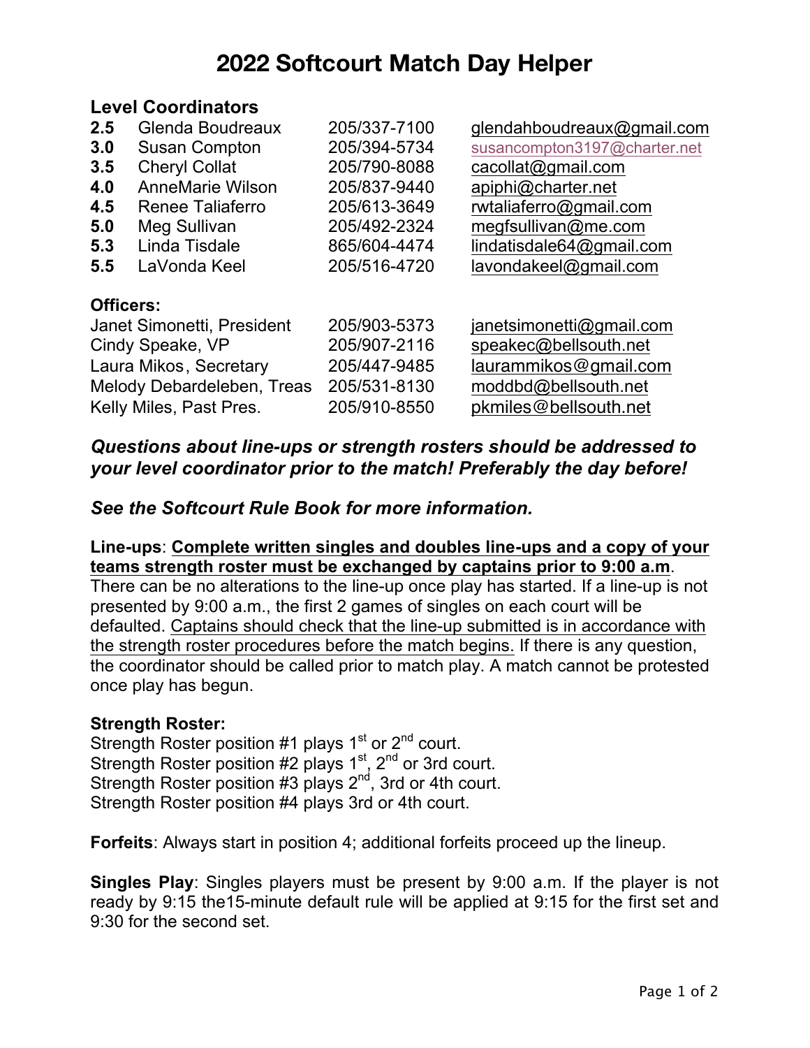# 2022 Softcourt Match Day Helper

## Level Coordinators

| | | | |
|---|---|---|---|
| **2.5** | Glenda Boudreaux | 205/337-7100 | glendahboudreaux@gmail.com |
| **3.0** | Susan Compton | 205/394-5734 | susancompton3197@charter.net |
| **3.5** | Cheryl Collat | 205/790-8088 | cacollat@gmail.com |
| **4.0** | AnneMarie Wilson | 205/837-9440 | apiphi@charter.net |
| **4.5** | Renee Taliaferro | 205/613-3649 | rwtaliaferro@gmail.com |
| **5.0** | Meg Sullivan | 205/492-2324 | megfsullivan@me.com |
| **5.3** | Linda Tisdale | 865/604-4474 | lindatisdale64@gmail.com |
| **5.5** | LaVonda Keel | 205/516-4720 | lavondakeel@gmail.com |

## Officers:

| | | |
|---|---|---|
| Janet Simonetti, President | 205/903-5373 | janetsimonetti@gmail.com |
| Cindy Speake, VP | 205/907-2116 | speakec@bellsouth.net |
| Laura Mikos, Secretary | 205/447-9485 | laurammikos@gmail.com |
| Melody Debardeleben, Treas | 205/531-8130 | moddbd@bellsouth.net |
| Kelly Miles, Past Pres. | 205/910-8550 | pkmiles@bellsouth.net |

***Questions about line-ups or strength rosters should be addressed to your level coordinator prior to the match! Preferably the day before!***

***See the Softcourt Rule Book for more information.***

**Line-ups**: **Complete written singles and doubles line-ups and a copy of your teams strength roster must be exchanged by captains prior to 9:00 a.m**. There can be no alterations to the line-up once play has started. If a line-up is not presented by 9:00 a.m., the first 2 games of singles on each court will be defaulted. Captains should check that the line-up submitted is in accordance with the strength roster procedures before the match begins. If there is any question, the coordinator should be called prior to match play. A match cannot be protested once play has begun.

**Strength Roster:**
Strength Roster position #1 plays 1st or 2nd court.
Strength Roster position #2 plays 1st, 2nd or 3rd court.
Strength Roster position #3 plays 2nd, 3rd or 4th court.
Strength Roster position #4 plays 3rd or 4th court.

**Forfeits**: Always start in position 4; additional forfeits proceed up the lineup.

**Singles Play**: Singles players must be present by 9:00 a.m. If the player is not ready by 9:15 the15-minute default rule will be applied at 9:15 for the first set and 9:30 for the second set.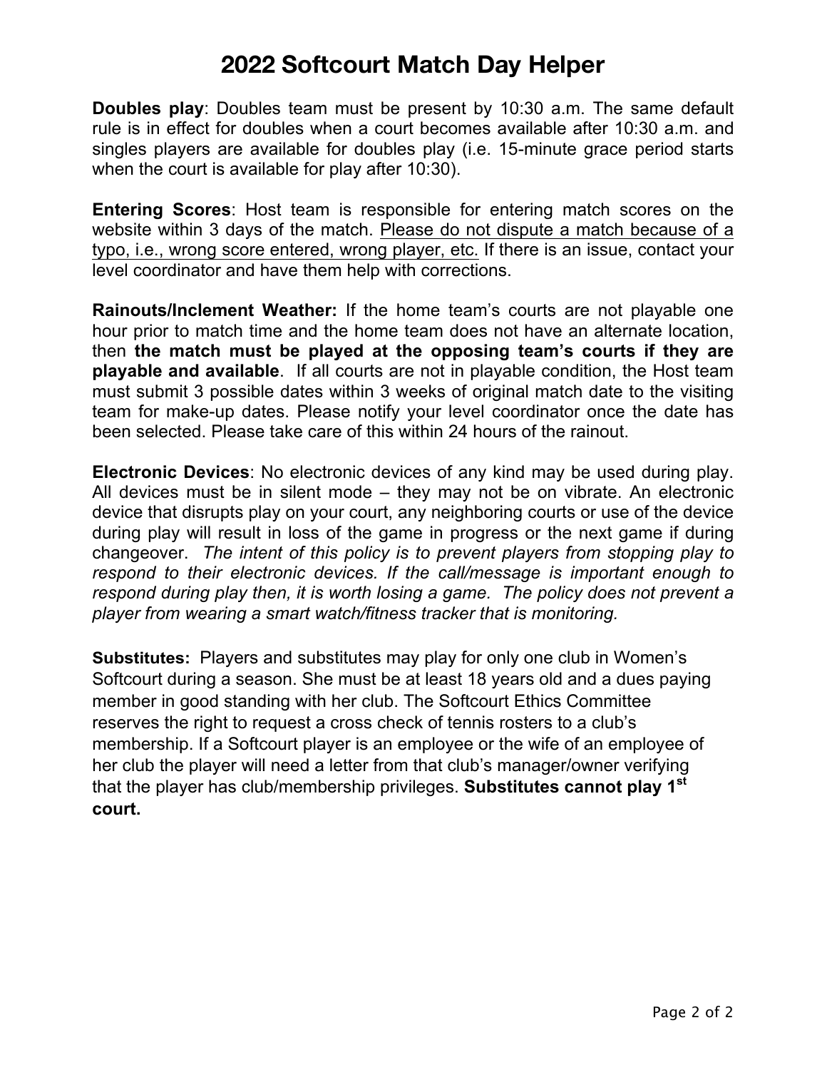# 2022 Softcourt Match Day Helper

**Doubles play**: Doubles team must be present by 10:30 a.m. The same default rule is in effect for doubles when a court becomes available after 10:30 a.m. and singles players are available for doubles play (i.e. 15-minute grace period starts when the court is available for play after 10:30).

**Entering Scores**: Host team is responsible for entering match scores on the website within 3 days of the match. <u>Please do not dispute a match because of a typo, i.e., wrong score entered, wrong player, etc.</u> If there is an issue, contact your level coordinator and have them help with corrections.

**Rainouts/Inclement Weather:** If the home team's courts are not playable one hour prior to match time and the home team does not have an alternate location, then **the match must be played at the opposing team's courts if they are playable and available**. If all courts are not in playable condition, the Host team must submit 3 possible dates within 3 weeks of original match date to the visiting team for make-up dates. Please notify your level coordinator once the date has been selected. Please take care of this within 24 hours of the rainout.

**Electronic Devices**: No electronic devices of any kind may be used during play. All devices must be in silent mode – they may not be on vibrate. An electronic device that disrupts play on your court, any neighboring courts or use of the device during play will result in loss of the game in progress or the next game if during changeover. *The intent of this policy is to prevent players from stopping play to respond to their electronic devices. If the call/message is important enough to respond during play then, it is worth losing a game. The policy does not prevent a player from wearing a smart watch/fitness tracker that is monitoring.*

**Substitutes:** Players and substitutes may play for only one club in Women's Softcourt during a season. She must be at least 18 years old and a dues paying member in good standing with her club. The Softcourt Ethics Committee reserves the right to request a cross check of tennis rosters to a club's membership. If a Softcourt player is an employee or the wife of an employee of her club the player will need a letter from that club's manager/owner verifying that the player has club/membership privileges. **Substitutes cannot play 1st court.**